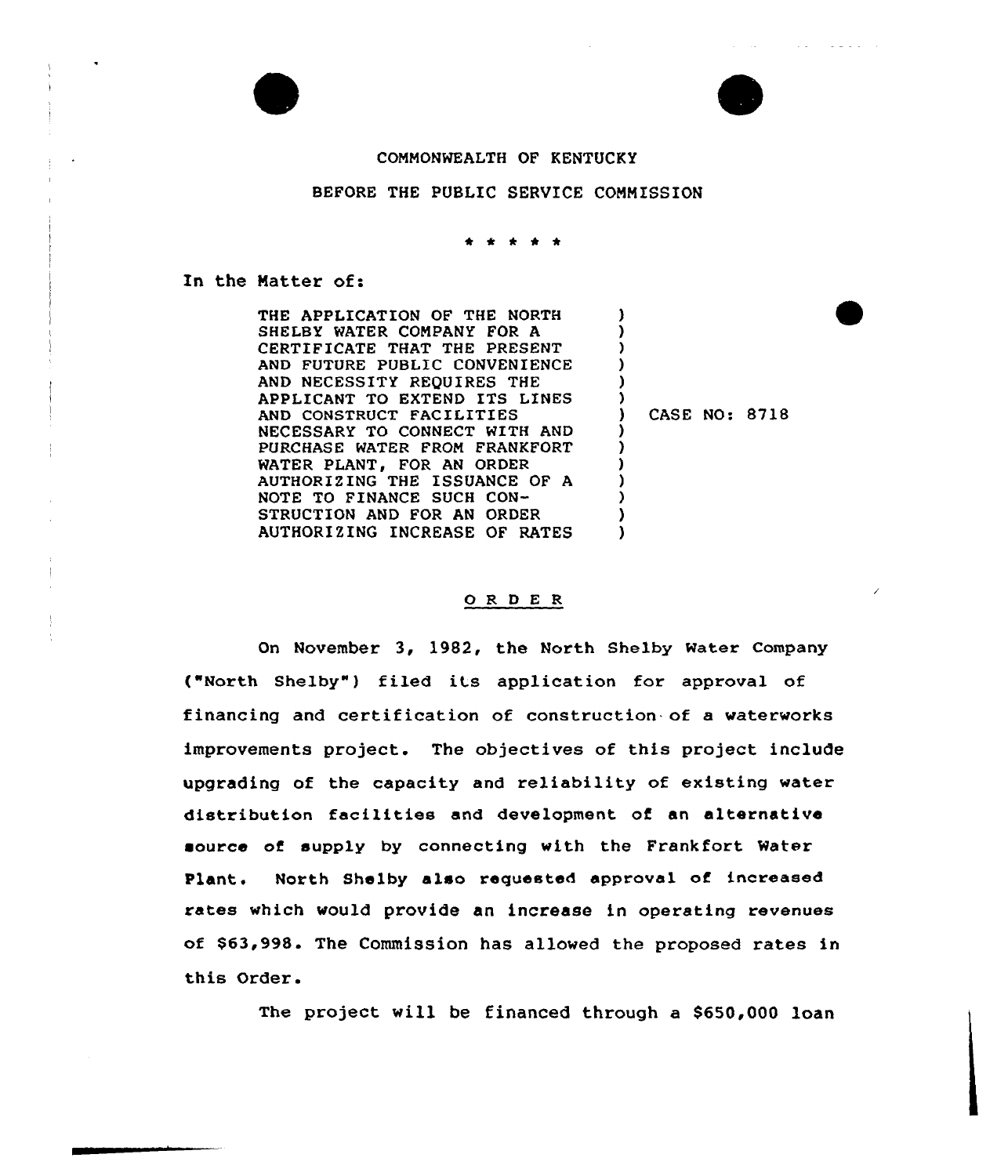COMMONWEALTH OF KENTUCKY

BEFORE THE PUBLIC SERVICE COMMISSION

\* \* \* \* \*

In the Matter of:

THE APPLICATION OF THE NORTH SHELBY WATER COMPANY FOR A CERTIFICATE THAT THE PRESENT AND FUTURE PUBLIC CONVENIENCE AND NECESSITY REQUIRES THE APPLICANT TO EXTEND ITS LINES AND CONSTRUCT FACILITIES NECESSARY TO CONNECT WITH AND PURCHASE WATER FROM FRANKFORT WATER PLANT, FOR AN ORDER AUTHORIZING THE ISSUANCE OF A NOTE TO FINANCE SUCH CONSTRUCTION AND FOR AN ORDER AUTHORIZING INCREASE OF RATES ) CASE NO: 8718

## O R D E R

On November 3, 1982, the North Shelby Water Company ("North Shelby") filed its application for approval of financing and certification of construction of a waterworks improvements project. The objectives of this project include upgrading of the capacity and reliability of existing water distribution facilities and development of an alternative source of supply by connecting with the Frankfort Water Plant. North Shelby also requested approval of increased rates which would provide an increase in operating revenues of $63,998. The Commission has allowed the proposed rates in this Order.

The project will be financed through a $650,000 loan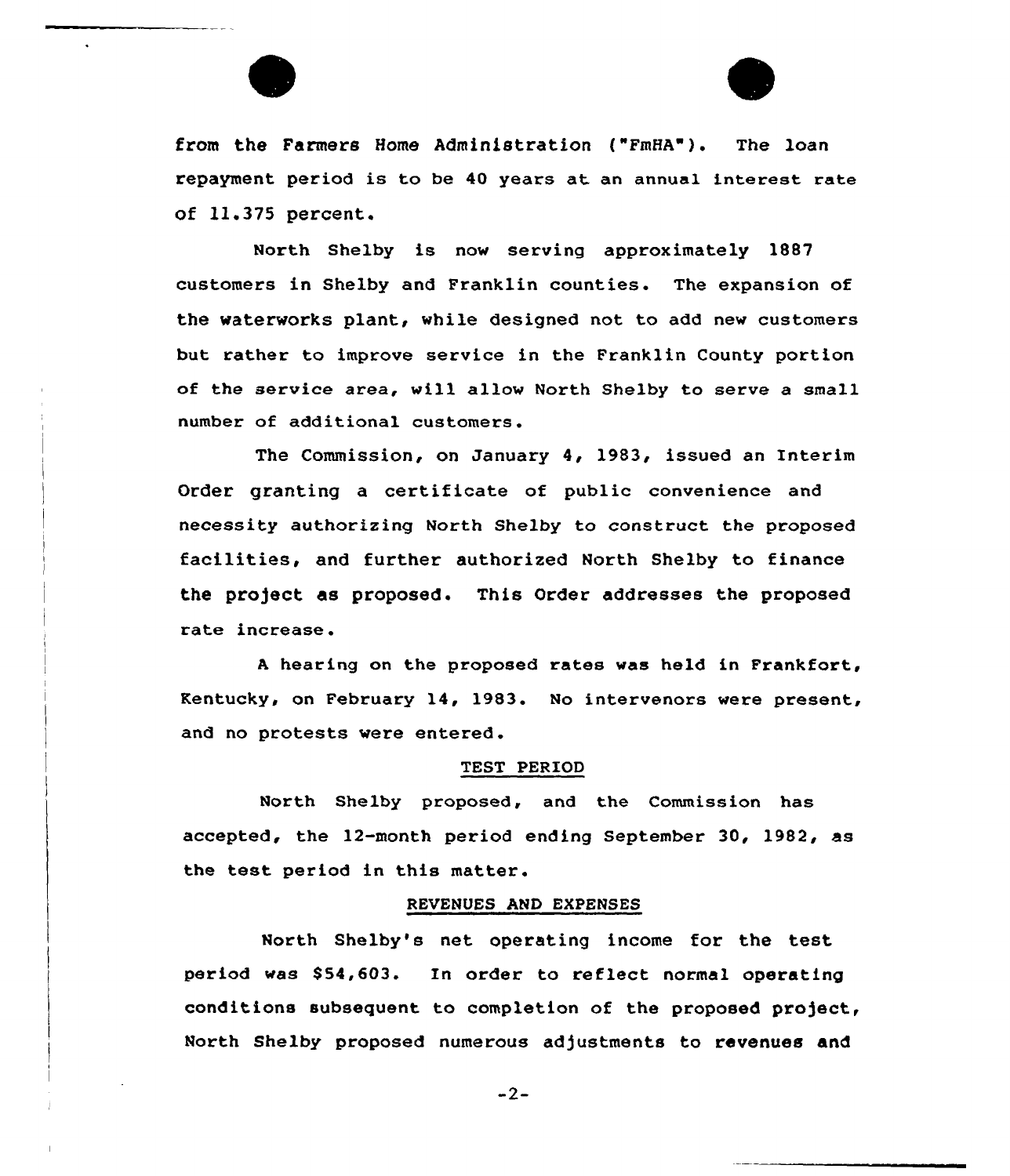from the Farmers Home Administration ("FmHA"). The loan repayment period is to be 40 years at an annual interest rate of 11.375 percent.

North Shelby is now serving approximately 1887 customers in Shelby and Franklin counties. The expansion of the waterworks plant, while designed not to add new customers but rather to improve service in the Franklin County portion of the service area, will allow North Shelby to serve a small number of additional customers.

The Commission, on January 4, 1983, issued an Interim Order granting a certificate of public convenience and necessity authorizing North Shelby to construct the proposed facilities, and further authorized North Shelby to finance the project as proposed. This Order addresses the proposed rate increase.

A hearing on the proposed rates was held in Frankfort, Kentucky, on February 14, 1983. No intervenors were present, and no protests were entered.

## TEST PERIOD

North Shelby proposed, and the Commission has accepted, the 12-month period ending September 30, 1982, as the test period in this matter.

## REVENUES AND EXPENSES

North Shelby's net operating income for the test period was $54,603. In order to reflect normal operating conditions subsequent to completion of the proposed project, North Shelby proposed numerous adjustments to revenues and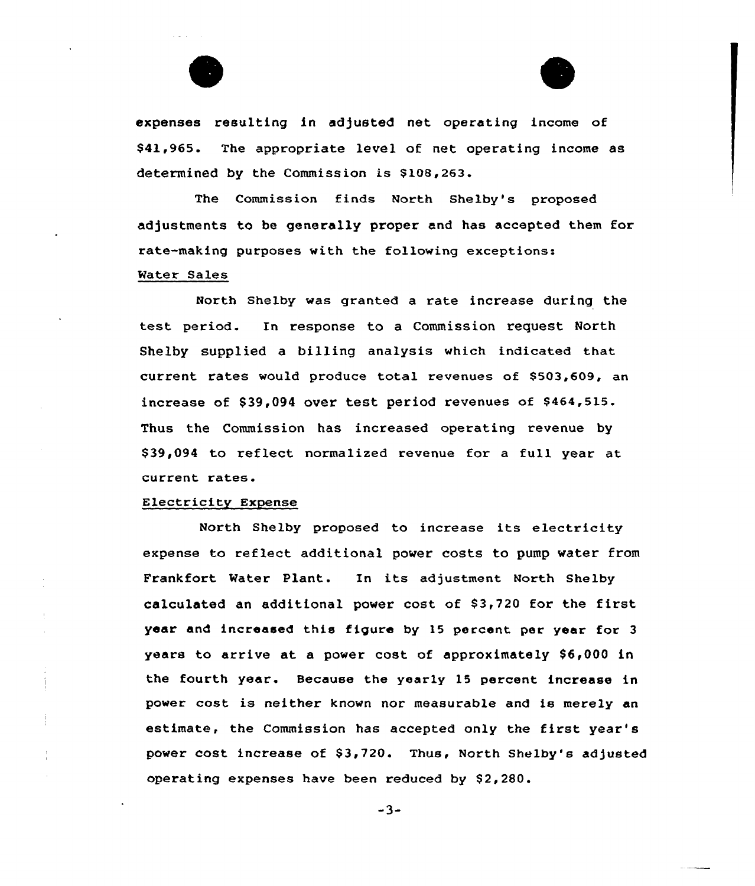expenses resulting in adjusted net operating income of $41,965. The appropriate level of net operating income as determined by the Commission is $108,263.

The Commission finds North Shelby's proposed adjustments to be generally proper and has accepted them for rate-making purposes with the following exceptions:

Water Sales

North Shelby was granted a rate increase during the test period. In response to a Commission request North Shelby supplied a billing analysis which indicated that current rates would produce total revenues of $503,609, an increase of $39,094 over test period revenues of $464,515. Thus the Commission has increased operating revenue by $39,094 to reflect normalized revenue for a full year at current rates.

Electricity Expense

North Shelby proposed to increase its electricity expense to reflect additional power costs to pump water from Frankfort Water Plant. In its adjustment North Shelby calculated an additional power cost of $3,720 for the first year and increased this figure by 15 percent per year for 3 years to arrive at a power cost of approximately $6,000 in the fourth year. Because the yearly 15 percent increase in power cost is neither known nor measurable and is merely an estimate, the Commission has accepted only the first year's power cost increase of $3,720. Thus, North Shelby's adjusted operating expenses have been reduced by $2,280.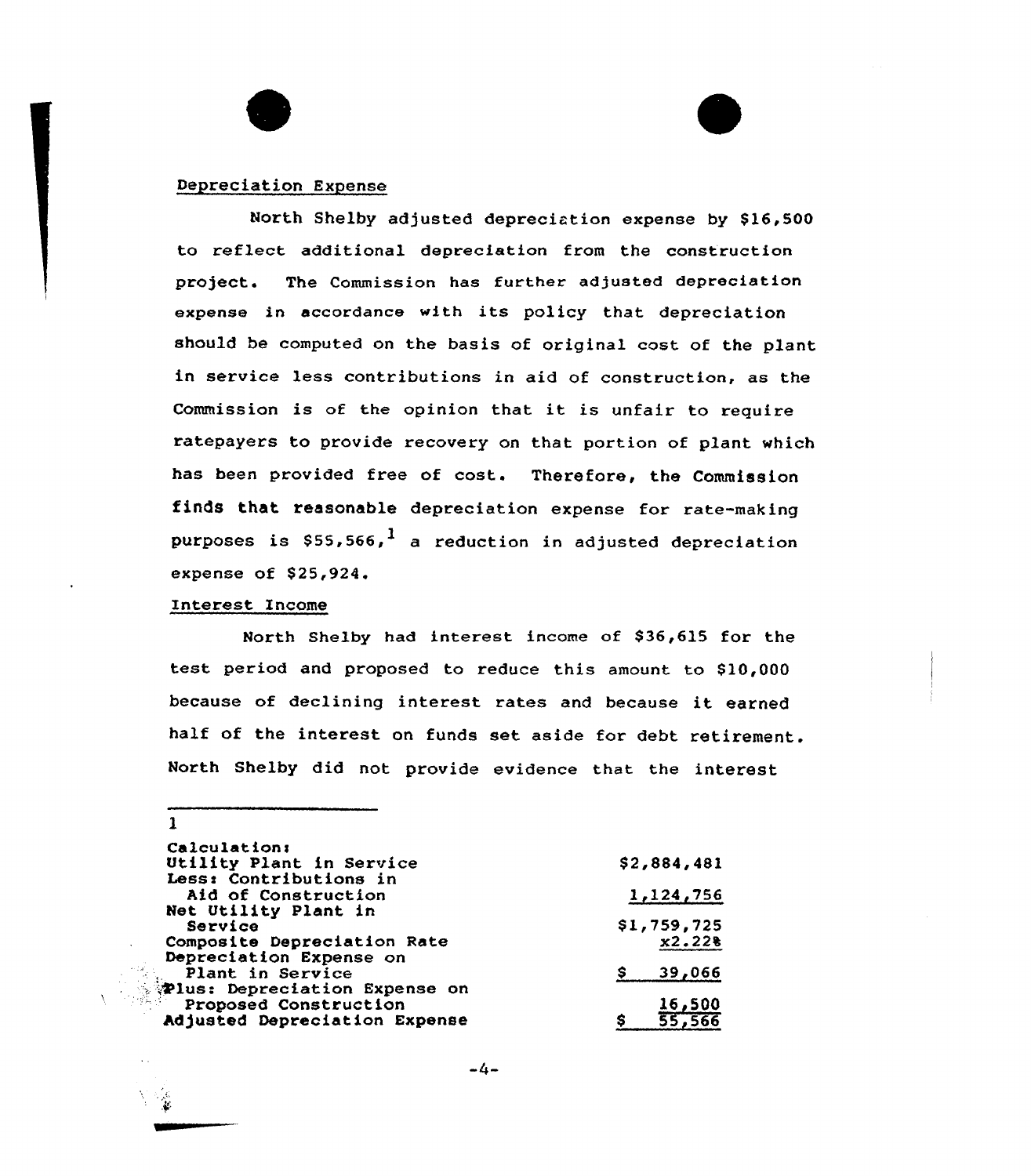## Depreciation Expense

North Shelby adjusted depreciation expense by $16,500 to reflect additional depreciation from the construction project. The Commission has further adjusted depreciation expense in accordance with its policy that depreciation should be computed on the basis of original cost of the plant in service less contributions in aid of construction, as the Commission is of the opinion that it is unfair to require ratepayers to provide recovery on that portion of plant which has been provided free of cost. Therefore, the Commission finds that reasonable depreciation expense for rate-making purposes is $55,566,[1] a reduction in adjusted depreciation expense of $25,924.

## Interest Income

North Shelby had interest income of $36,615 for the test period and proposed to reduce this amount to $10,000 because of declining interest rates and because it earned half of the interest on funds set aside for debt retirement. North Shelby did not provide evidence that the interest

---

1

Calculation:

| | |
|---|---|
| Utility Plant in Service | $2,884,481 |
| Less: Contributions in Aid of Construction | 1,124,756 |
| Net Utility Plant in Service | $1,759,725 |
| Composite Depreciation Rate | x2.22% |
| Depreciation Expense on Plant in Service | $ 39,066 |
| Plus: Depreciation Expense on Proposed Construction | 16,500 |
| Adjusted Depreciation Expense | $ 55,566 |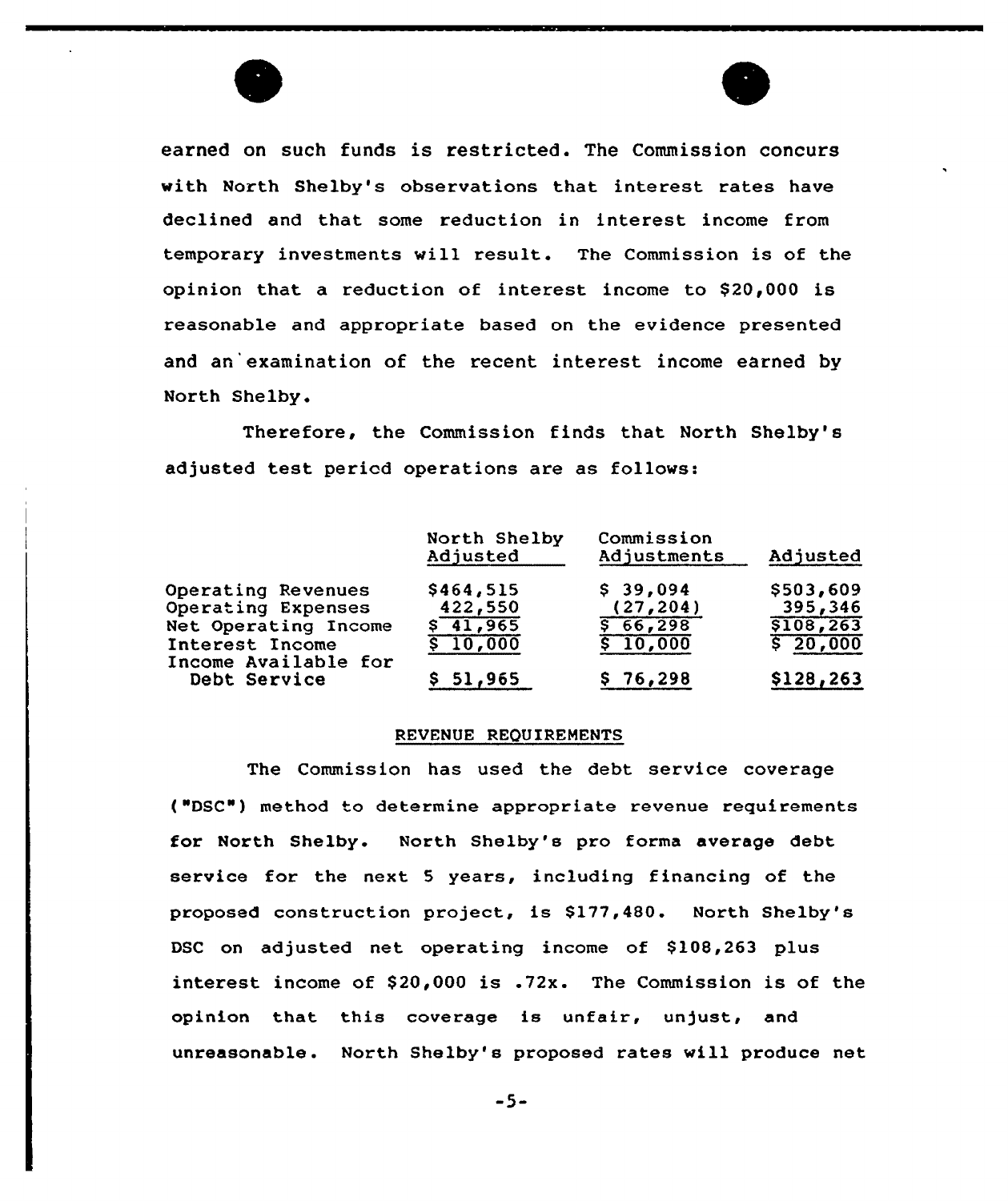earned on such funds is restricted. The Commission concurs with North Shelby's observations that interest rates have declined and that some reduction in interest income from temporary investments will result. The Commission is of the opinion that a reduction of interest income to $20,000 is reasonable and appropriate based on the evidence presented and an examination of the recent interest income earned by North Shelby.

Therefore, the Commission finds that North Shelby's adjusted test period operations are as follows:

| | North Shelby Adjusted | Commission Adjustments | Adjusted |
|---|---|---|---|
| Operating Revenues | $464,515 | $ 39,094 | $503,609 |
| Operating Expenses | 422,550 | (27,204) | 395,346 |
| Net Operating Income | $ 41,965 | $ 66,298 | $108,263 |
| Interest Income | $ 10,000 | $ 10,000 | $ 20,000 |
| Income Available for Debt Service | $ 51,965 | $ 76,298 | $128,263 |

## REVENUE REQUIREMENTS

The Commission has used the debt service coverage ("DSC") method to determine appropriate revenue requirements for North Shelby. North Shelby's pro forma average debt service for the next 5 years, including financing of the proposed construction project, is $177,480. North Shelby's DSC on adjusted net operating income of $108,263 plus interest income of $20,000 is .72x. The Commission is of the opinion that this coverage is unfair, unjust, and unreasonable. North Shelby's proposed rates will produce net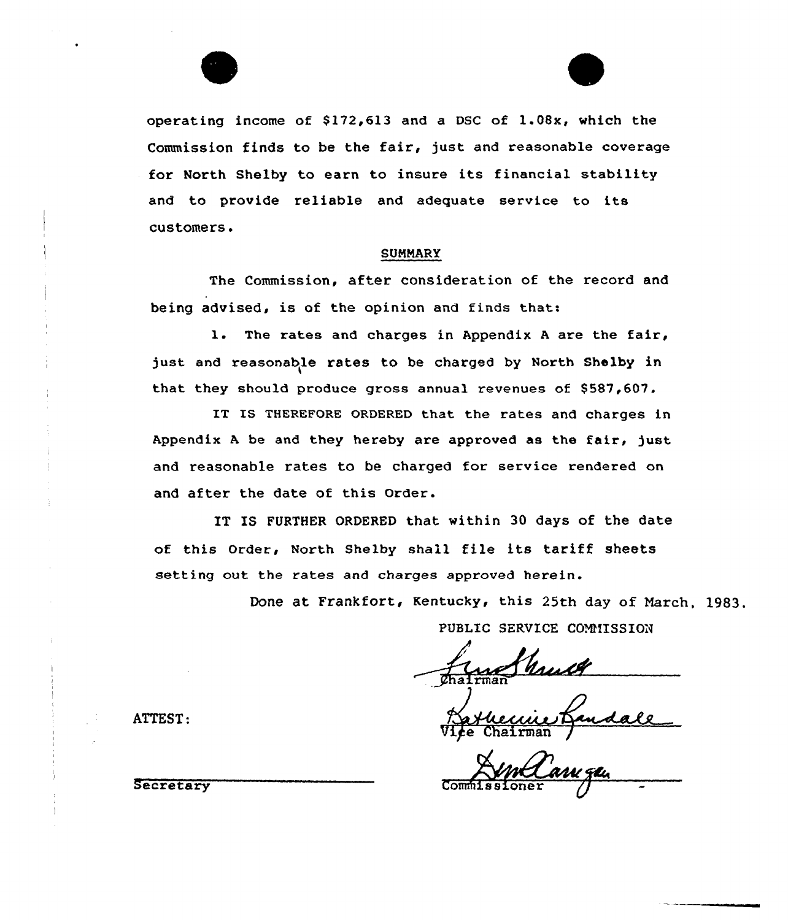operating income of $172,613 and a DSC of 1.08x, which the Commission finds to be the fair, just and reasonable coverage for North Shelby to earn to insure its financial stability and to provide reliable and adequate service to its customers.

## SUMMARY

The Commission, after consideration of the record and being advised, is of the opinion and finds that:

1. The rates and charges in Appendix A are the fair, just and reasonable rates to be charged by North Shelby in that they should produce gross annual revenues of $587,607.

IT IS THEREFORE ORDERED that the rates and charges in Appendix A be and they hereby are approved as the fair, just and reasonable rates to be charged for service rendered on and after the date of this Order.

IT IS FURTHER ORDERED that within 30 days of the date of this Order, North Shelby shall file its tariff sheets setting out the rates and charges approved herein.

Done at Frankfort, Kentucky, this 25th day of March, 1983.

PUBLIC SERVICE COMMISSION

Chairman

Vice Chairman

Commissioner

ATTEST:

Secretary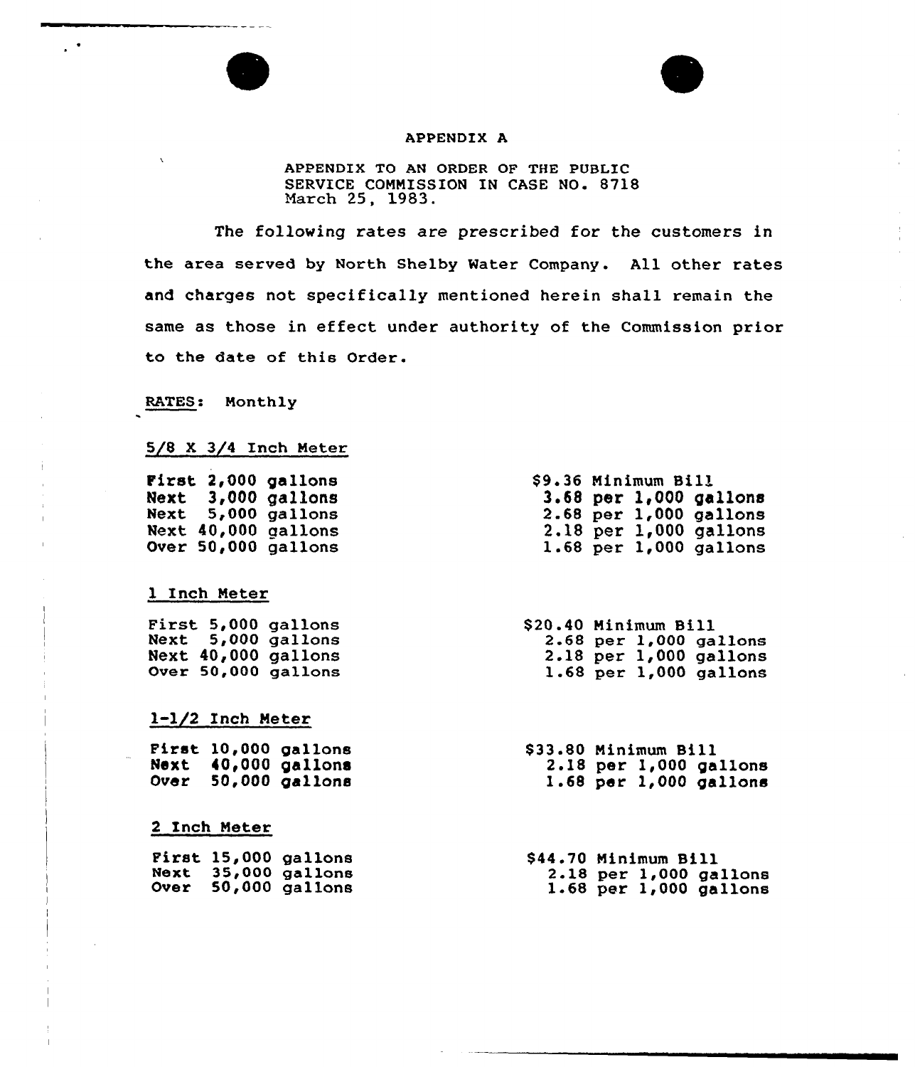# APPENDIX A

APPENDIX TO AN ORDER OF THE PUBLIC SERVICE COMMISSION IN CASE NO. 8718 March 25, 1983.

The following rates are prescribed for the customers in the area served by North Shelby Water Company. All other rates and charges not specifically mentioned herein shall remain the same as those in effect under authority of the Commission prior to the date of this Order.

RATES: Monthly

5/8 X 3/4 Inch Meter

| | |
|---|---|
| First 2,000 gallons | $9.36 Minimum Bill |
| Next 3,000 gallons | 3.68 per 1,000 gallons |
| Next 5,000 gallons | 2.68 per 1,000 gallons |
| Next 40,000 gallons | 2.18 per 1,000 gallons |
| Over 50,000 gallons | 1.68 per 1,000 gallons |

1 Inch Meter

| | |
|---|---|
| First 5,000 gallons | $20.40 Minimum Bill |
| Next 5,000 gallons | 2.68 per 1,000 gallons |
| Next 40,000 gallons | 2.18 per 1,000 gallons |
| Over 50,000 gallons | 1.68 per 1,000 gallons |

1-1/2 Inch Meter

| | |
|---|---|
| First 10,000 gallons | $33.80 Minimum Bill |
| Next 40,000 gallons | 2.18 per 1,000 gallons |
| Over 50,000 gallons | 1.68 per 1,000 gallons |

2 Inch Meter

| | |
|---|---|
| First 15,000 gallons | $44.70 Minimum Bill |
| Next 35,000 gallons | 2.18 per 1,000 gallons |
| Over 50,000 gallons | 1.68 per 1,000 gallons |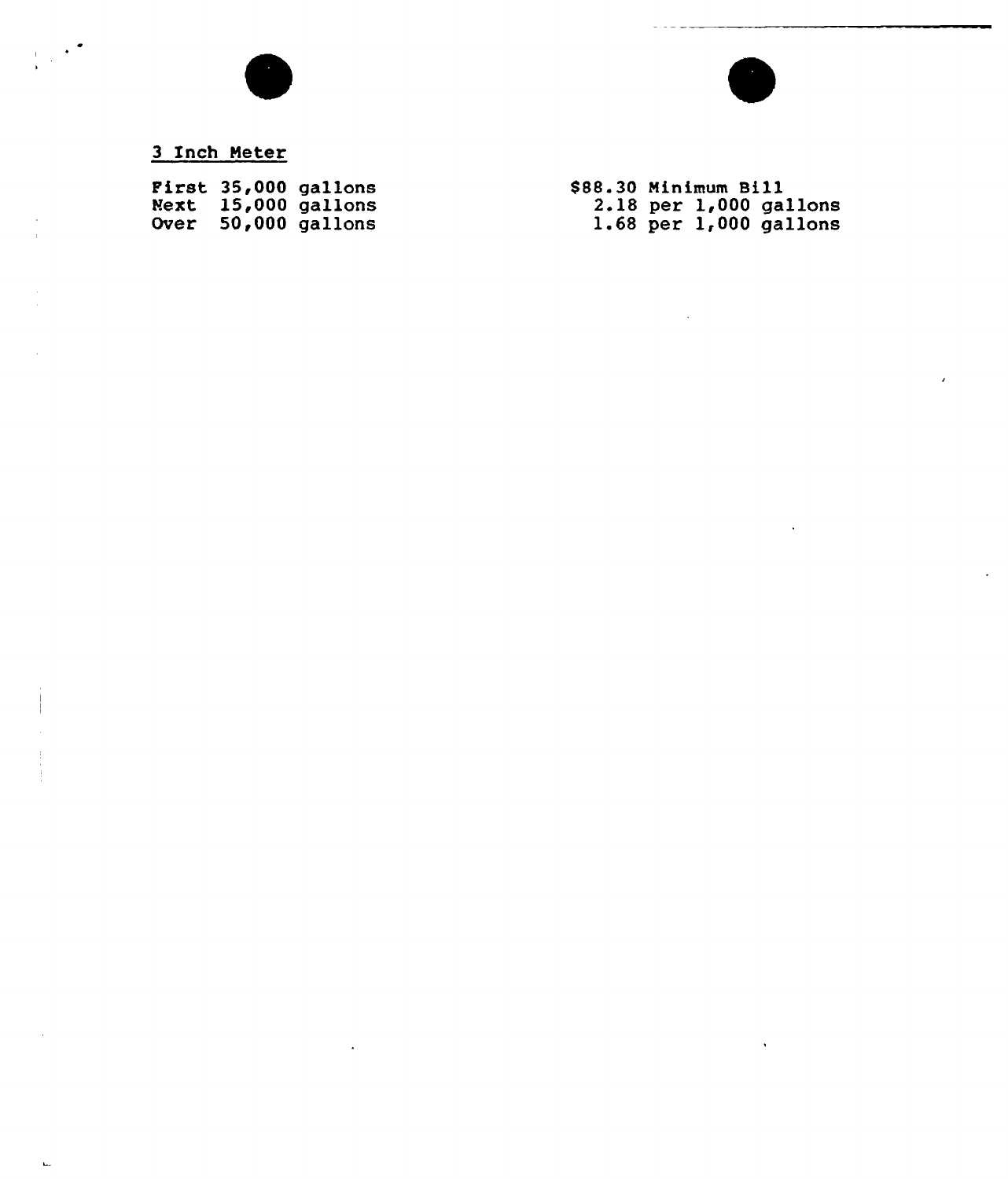<u>3 Inch Meter</u>

| | |
|---|---|
| First 35,000 gallons | $88.30 Minimum Bill |
| Next 15,000 gallons | 2.18 per 1,000 gallons |
| Over 50,000 gallons | 1.68 per 1,000 gallons |